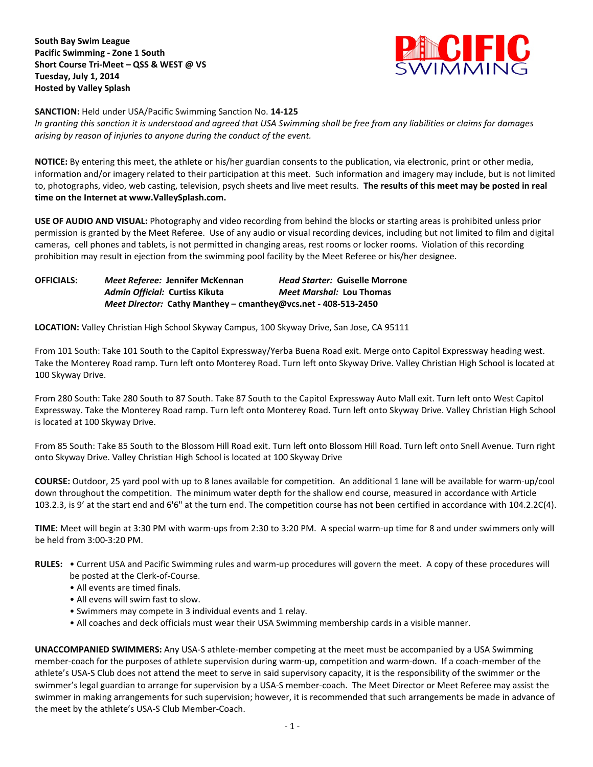**South Bay Swim League**
**Pacific Swimming - Zone 1 South**
**Short Course Tri-Meet – QSS & WEST @ VS**
**Tuesday, July 1, 2014**
**Hosted by Valley Splash**

**SANCTION:** Held under USA/Pacific Swimming Sanction No. **14-125**
*In granting this sanction it is understood and agreed that USA Swimming shall be free from any liabilities or claims for damages arising by reason of injuries to anyone during the conduct of the event.*

**NOTICE:** By entering this meet, the athlete or his/her guardian consents to the publication, via electronic, print or other media, information and/or imagery related to their participation at this meet. Such information and imagery may include, but is not limited to, photographs, video, web casting, television, psych sheets and live meet results. **The results of this meet may be posted in real time on the Internet at www.ValleySplash.com.**

**USE OF AUDIO AND VISUAL:** Photography and video recording from behind the blocks or starting areas is prohibited unless prior permission is granted by the Meet Referee. Use of any audio or visual recording devices, including but not limited to film and digital cameras, cell phones and tablets, is not permitted in changing areas, rest rooms or locker rooms. Violation of this recording prohibition may result in ejection from the swimming pool facility by the Meet Referee or his/her designee.

**OFFICIALS:** *Meet Referee:* **Jennifer McKennan** *Head Starter:* **Guiselle Morrone**
*Admin Official:* **Curtiss Kikuta** *Meet Marshal:* **Lou Thomas**
*Meet Director:* **Cathy Manthey – cmanthey@vcs.net - 408-513-2450**

**LOCATION:** Valley Christian High School Skyway Campus, 100 Skyway Drive, San Jose, CA 95111

From 101 South: Take 101 South to the Capitol Expressway/Yerba Buena Road exit. Merge onto Capitol Expressway heading west. Take the Monterey Road ramp. Turn left onto Monterey Road. Turn left onto Skyway Drive. Valley Christian High School is located at 100 Skyway Drive.

From 280 South: Take 280 South to 87 South. Take 87 South to the Capitol Expressway Auto Mall exit. Turn left onto West Capitol Expressway. Take the Monterey Road ramp. Turn left onto Monterey Road. Turn left onto Skyway Drive. Valley Christian High School is located at 100 Skyway Drive.

From 85 South: Take 85 South to the Blossom Hill Road exit. Turn left onto Blossom Hill Road. Turn left onto Snell Avenue. Turn right onto Skyway Drive. Valley Christian High School is located at 100 Skyway Drive

**COURSE:** Outdoor, 25 yard pool with up to 8 lanes available for competition. An additional 1 lane will be available for warm-up/cool down throughout the competition. The minimum water depth for the shallow end course, measured in accordance with Article 103.2.3, is 9' at the start end and 6'6" at the turn end. The competition course has not been certified in accordance with 104.2.2C(4).

**TIME:** Meet will begin at 3:30 PM with warm-ups from 2:30 to 3:20 PM. A special warm-up time for 8 and under swimmers only will be held from 3:00-3:20 PM.

**RULES:**
- Current USA and Pacific Swimming rules and warm-up procedures will govern the meet. A copy of these procedures will be posted at the Clerk-of-Course.
- All events are timed finals.
- All evens will swim fast to slow.
- Swimmers may compete in 3 individual events and 1 relay.
- All coaches and deck officials must wear their USA Swimming membership cards in a visible manner.

**UNACCOMPANIED SWIMMERS:** Any USA-S athlete-member competing at the meet must be accompanied by a USA Swimming member-coach for the purposes of athlete supervision during warm-up, competition and warm-down. If a coach-member of the athlete's USA-S Club does not attend the meet to serve in said supervisory capacity, it is the responsibility of the swimmer or the swimmer's legal guardian to arrange for supervision by a USA-S member-coach. The Meet Director or Meet Referee may assist the swimmer in making arrangements for such supervision; however, it is recommended that such arrangements be made in advance of the meet by the athlete's USA-S Club Member-Coach.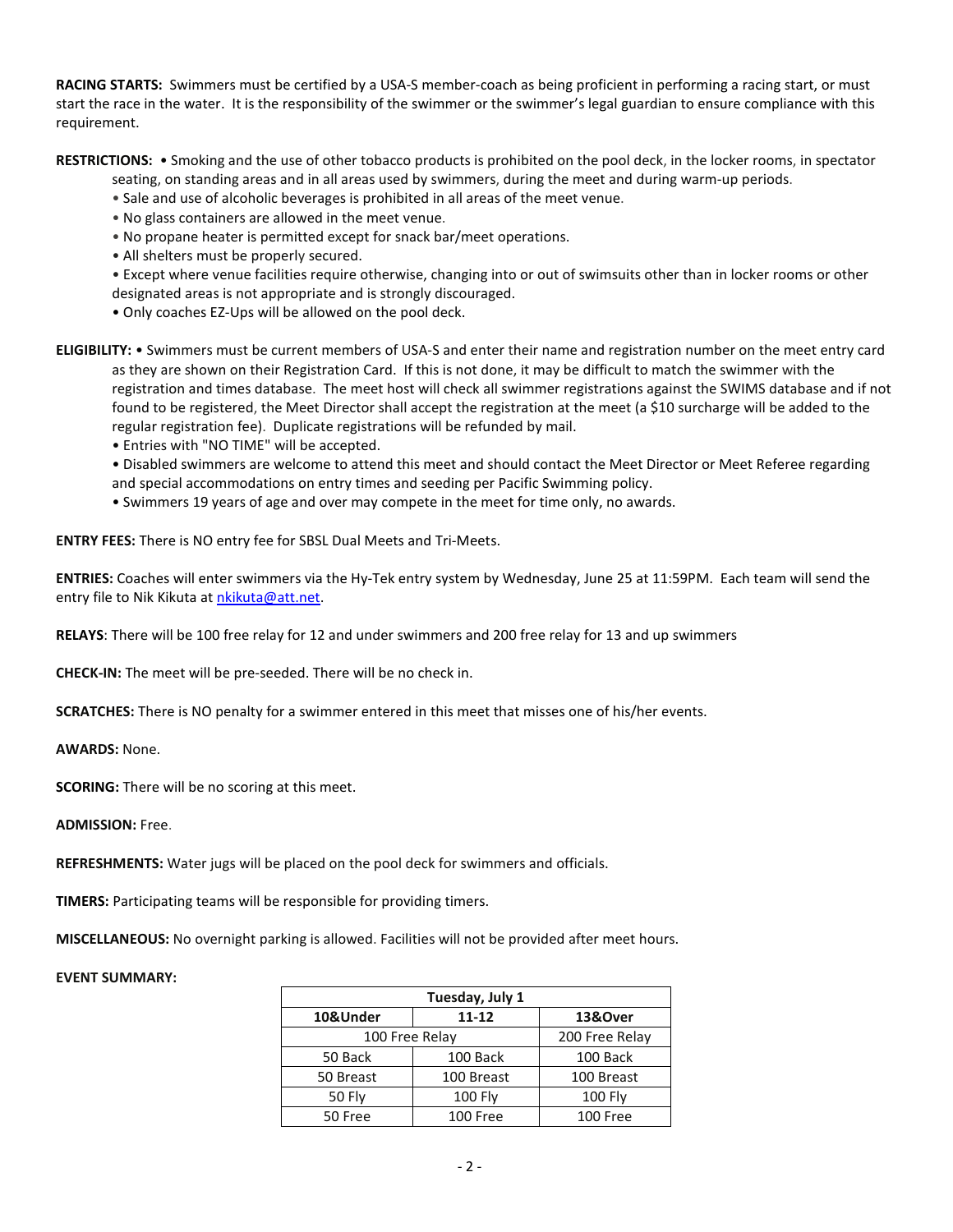**RACING STARTS:** Swimmers must be certified by a USA-S member-coach as being proficient in performing a racing start, or must start the race in the water. It is the responsibility of the swimmer or the swimmer's legal guardian to ensure compliance with this requirement.

**RESTRICTIONS:**
- Smoking and the use of other tobacco products is prohibited on the pool deck, in the locker rooms, in spectator seating, on standing areas and in all areas used by swimmers, during the meet and during warm-up periods.
- Sale and use of alcoholic beverages is prohibited in all areas of the meet venue.
- No glass containers are allowed in the meet venue.
- No propane heater is permitted except for snack bar/meet operations.
- All shelters must be properly secured.
- Except where venue facilities require otherwise, changing into or out of swimsuits other than in locker rooms or other designated areas is not appropriate and is strongly discouraged.
- Only coaches EZ-Ups will be allowed on the pool deck.

**ELIGIBILITY:**
- Swimmers must be current members of USA-S and enter their name and registration number on the meet entry card as they are shown on their Registration Card. If this is not done, it may be difficult to match the swimmer with the registration and times database. The meet host will check all swimmer registrations against the SWIMS database and if not found to be registered, the Meet Director shall accept the registration at the meet (a $10 surcharge will be added to the regular registration fee). Duplicate registrations will be refunded by mail.
- Entries with "NO TIME" will be accepted.
- Disabled swimmers are welcome to attend this meet and should contact the Meet Director or Meet Referee regarding and special accommodations on entry times and seeding per Pacific Swimming policy.
- Swimmers 19 years of age and over may compete in the meet for time only, no awards.

**ENTRY FEES:** There is NO entry fee for SBSL Dual Meets and Tri-Meets.

**ENTRIES:** Coaches will enter swimmers via the Hy-Tek entry system by Wednesday, June 25 at 11:59PM. Each team will send the entry file to Nik Kikuta at nkikuta@att.net.

**RELAYS**: There will be 100 free relay for 12 and under swimmers and 200 free relay for 13 and up swimmers

**CHECK-IN:** The meet will be pre-seeded. There will be no check in.

**SCRATCHES:** There is NO penalty for a swimmer entered in this meet that misses one of his/her events.

**AWARDS:** None.

**SCORING:** There will be no scoring at this meet.

**ADMISSION:** Free.

**REFRESHMENTS:** Water jugs will be placed on the pool deck for swimmers and officials.

**TIMERS:** Participating teams will be responsible for providing timers.

**MISCELLANEOUS:** No overnight parking is allowed. Facilities will not be provided after meet hours.

**EVENT SUMMARY:**

| Tuesday, July 1 | | |
|---|---|---|
| **10&Under** | **11-12** | **13&Over** |
| 100 Free Relay | | 200 Free Relay |
| 50 Back | 100 Back | 100 Back |
| 50 Breast | 100 Breast | 100 Breast |
| 50 Fly | 100 Fly | 100 Fly |
| 50 Free | 100 Free | 100 Free |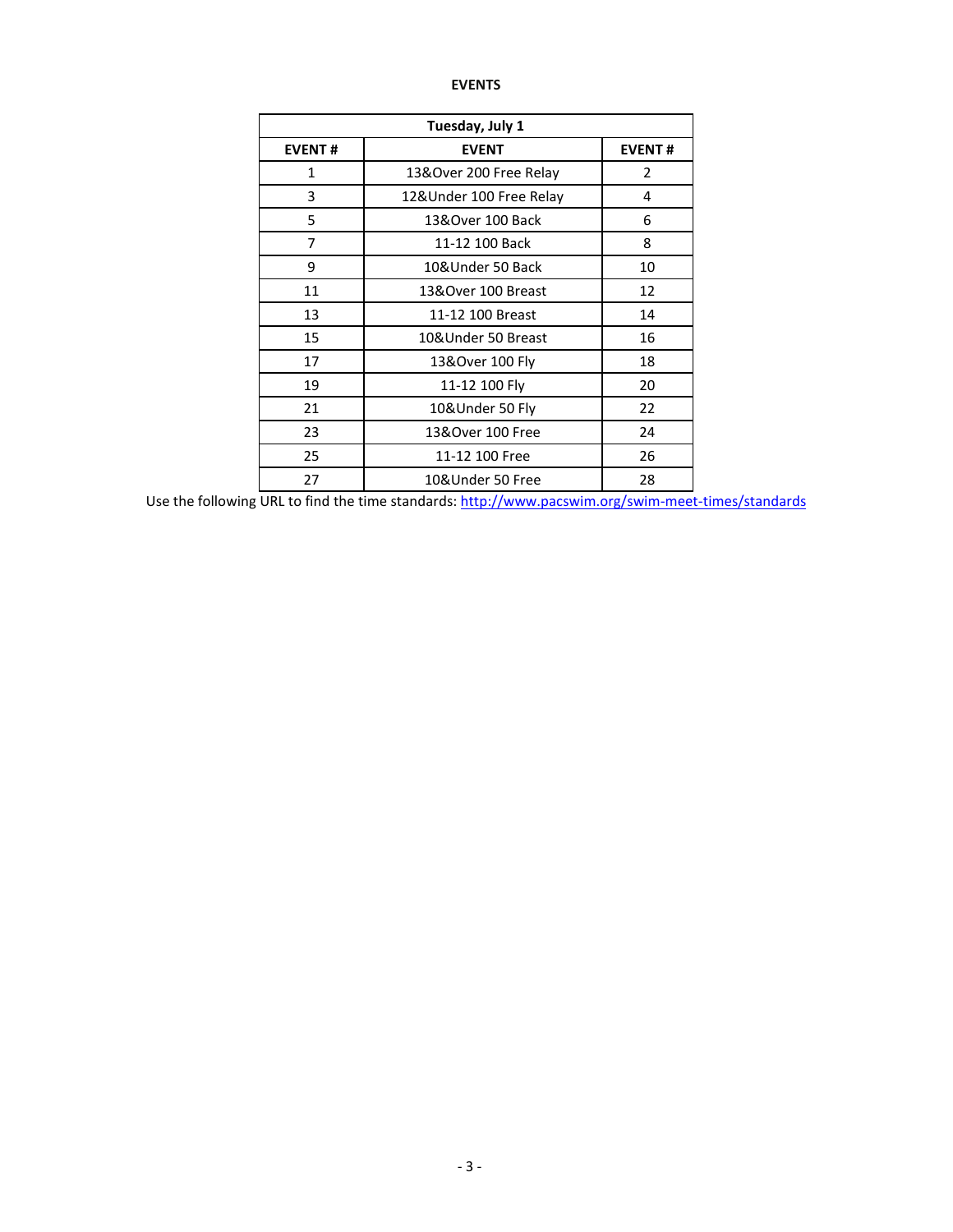# EVENTS

| Tuesday, July 1 | | |
|---|---|---|
| **EVENT #** | **EVENT** | **EVENT #** |
| 1 | 13&Over 200 Free Relay | 2 |
| 3 | 12&Under 100 Free Relay | 4 |
| 5 | 13&Over 100 Back | 6 |
| 7 | 11-12 100 Back | 8 |
| 9 | 10&Under 50 Back | 10 |
| 11 | 13&Over 100 Breast | 12 |
| 13 | 11-12 100 Breast | 14 |
| 15 | 10&Under 50 Breast | 16 |
| 17 | 13&Over 100 Fly | 18 |
| 19 | 11-12 100 Fly | 20 |
| 21 | 10&Under 50 Fly | 22 |
| 23 | 13&Over 100 Free | 24 |
| 25 | 11-12 100 Free | 26 |
| 27 | 10&Under 50 Free | 28 |

Use the following URL to find the time standards: http://www.pacswim.org/swim-meet-times/standards